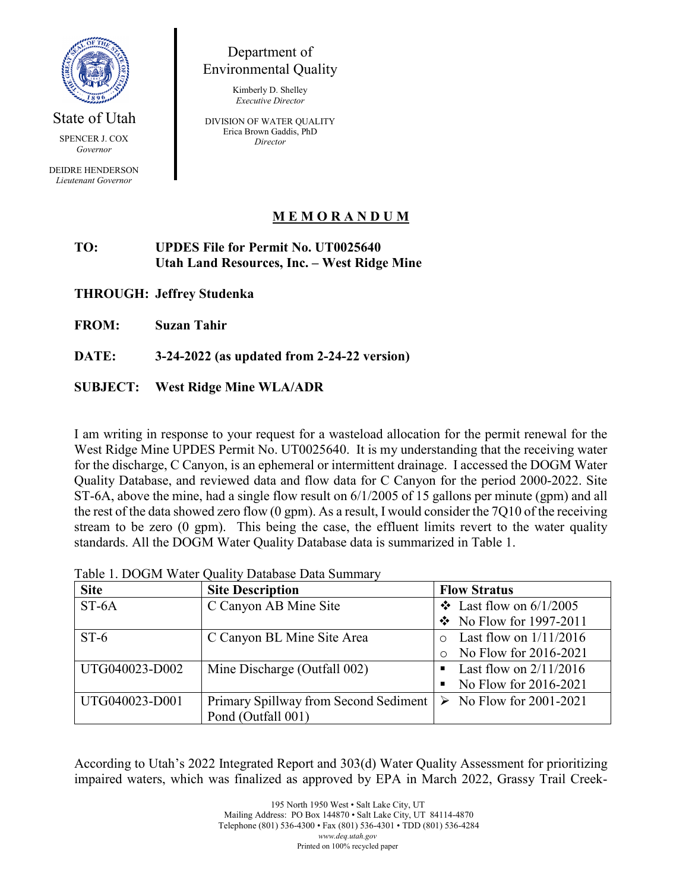State of Utah

SPENCER J. COX
*Governor*

DEIDRE HENDERSON
*Lieutenant Governor*

Department of Environmental Quality

Kimberly D. Shelley
*Executive Director*

DIVISION OF WATER QUALITY
Erica Brown Gaddis, PhD
*Director*

## MEMORANDUM

**TO:** **UPDES File for Permit No. UT0025640**
**Utah Land Resources, Inc. – West Ridge Mine**

**THROUGH:** **Jeffrey Studenka**

**FROM:** **Suzan Tahir**

**DATE:** **3-24-2022 (as updated from 2-24-22 version)**

**SUBJECT:** **West Ridge Mine WLA/ADR**

I am writing in response to your request for a wasteload allocation for the permit renewal for the West Ridge Mine UPDES Permit No. UT0025640. It is my understanding that the receiving water for the discharge, C Canyon, is an ephemeral or intermittent drainage. I accessed the DOGM Water Quality Database, and reviewed data and flow data for C Canyon for the period 2000-2022. Site ST-6A, above the mine, had a single flow result on 6/1/2005 of 15 gallons per minute (gpm) and all the rest of the data showed zero flow (0 gpm). As a result, I would consider the 7Q10 of the receiving stream to be zero (0 gpm). This being the case, the effluent limits revert to the water quality standards. All the DOGM Water Quality Database data is summarized in Table 1.

Table 1. DOGM Water Quality Database Data Summary

| Site | Site Description | Flow Stratus |
|---|---|---|
| ST-6A | C Canyon AB Mine Site | ❖ Last flow on 6/1/2005<br>❖ No Flow for 1997-2011 |
| ST-6 | C Canyon BL Mine Site Area | ○ Last flow on 1/11/2016<br>○ No Flow for 2016-2021 |
| UTG040023-D002 | Mine Discharge (Outfall 002) | ▪ Last flow on 2/11/2016<br>▪ No Flow for 2016-2021 |
| UTG040023-D001 | Primary Spillway from Second Sediment Pond (Outfall 001) | ➢ No Flow for 2001-2021 |

According to Utah's 2022 Integrated Report and 303(d) Water Quality Assessment for prioritizing impaired waters, which was finalized as approved by EPA in March 2022, Grassy Trail Creek-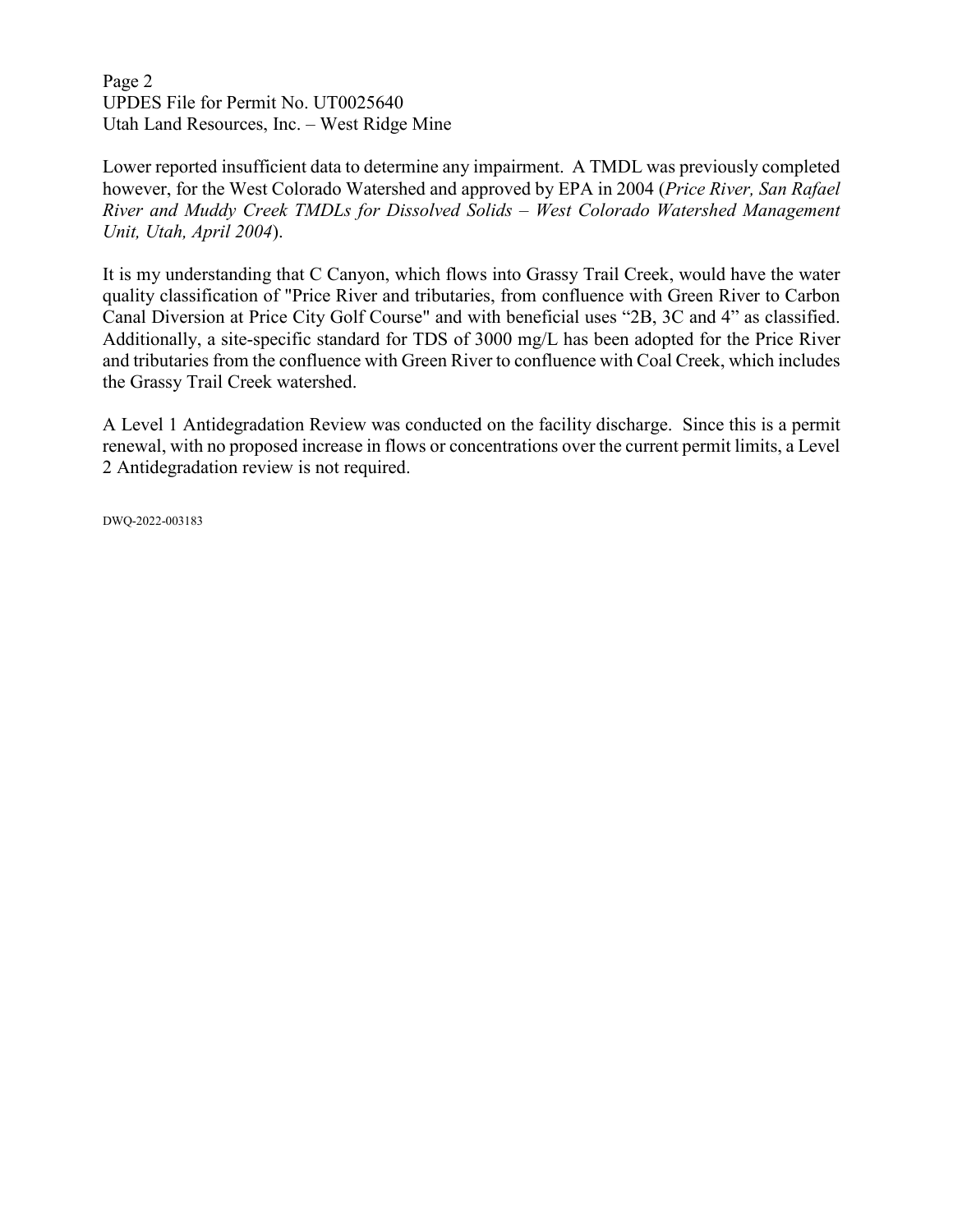Lower reported insufficient data to determine any impairment. A TMDL was previously completed however, for the West Colorado Watershed and approved by EPA in 2004 (*Price River, San Rafael River and Muddy Creek TMDLs for Dissolved Solids – West Colorado Watershed Management Unit, Utah, April 2004*).

It is my understanding that C Canyon, which flows into Grassy Trail Creek, would have the water quality classification of "Price River and tributaries, from confluence with Green River to Carbon Canal Diversion at Price City Golf Course" and with beneficial uses "2B, 3C and 4" as classified. Additionally, a site-specific standard for TDS of 3000 mg/L has been adopted for the Price River and tributaries from the confluence with Green River to confluence with Coal Creek, which includes the Grassy Trail Creek watershed.

A Level 1 Antidegradation Review was conducted on the facility discharge. Since this is a permit renewal, with no proposed increase in flows or concentrations over the current permit limits, a Level 2 Antidegradation review is not required.

DWQ-2022-003183